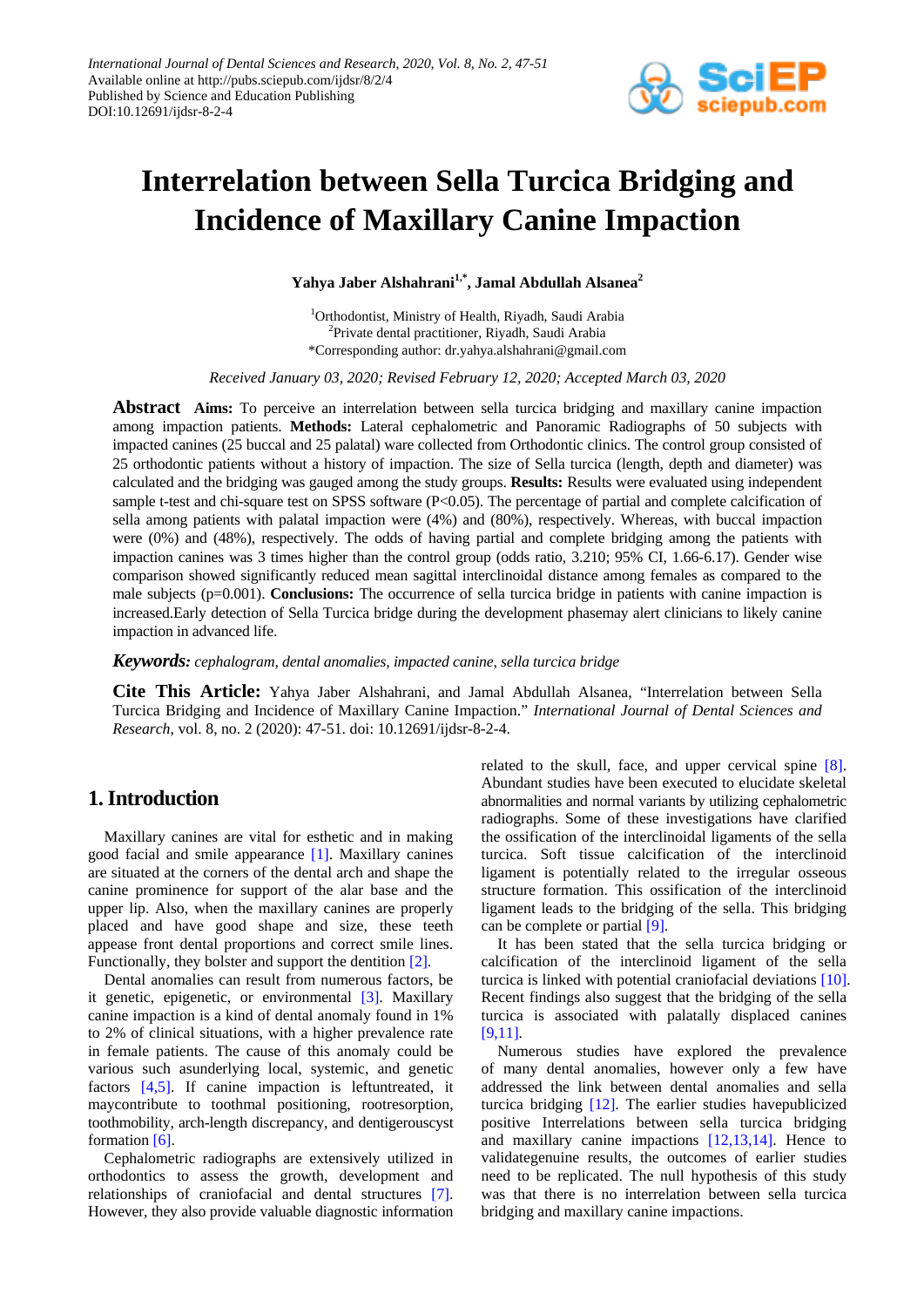# Interrelation between Sella Turcica Bridging and Incidence of Maxillary Canine Impaction

**Yahya Jaber Alshahrani[1,*], Jamal Abdullah Alsanea[2]**

[1]Orthodontist, Ministry of Health, Riyadh, Saudi Arabia
[2]Private dental practitioner, Riyadh, Saudi Arabia
*Corresponding author: dr.yahya.alshahrani@gmail.com

*Received January 03, 2020; Revised February 12, 2020; Accepted March 03, 2020*

**Abstract** **Aims:** To perceive an interrelation between sella turcica bridging and maxillary canine impaction among impaction patients. **Methods:** Lateral cephalometric and Panoramic Radiographs of 50 subjects with impacted canines (25 buccal and 25 palatal) ware collected from Orthodontic clinics. The control group consisted of 25 orthodontic patients without a history of impaction. The size of Sella turcica (length, depth and diameter) was calculated and the bridging was gauged among the study groups. **Results:** Results were evaluated using independent sample t-test and chi-square test on SPSS software ($P<0.05$). The percentage of partial and complete calcification of sella among patients with palatal impaction were (4%) and (80%), respectively. Whereas, with buccal impaction were (0%) and (48%), respectively. The odds of having partial and complete bridging among the patients with impaction canines was 3 times higher than the control group (odds ratio, 3.210; 95% CI, 1.66-6.17). Gender wise comparison showed significantly reduced mean sagittal interclinoidal distance among females as compared to the male subjects ($p=0.001$). **Conclusions:** The occurrence of sella turcica bridge in patients with canine impaction is increased.Early detection of Sella Turcica bridge during the development phasemay alert clinicians to likely canine impaction in advanced life.

***Keywords:*** *cephalogram, dental anomalies, impacted canine, sella turcica bridge*

**Cite This Article:** Yahya Jaber Alshahrani, and Jamal Abdullah Alsanea, "Interrelation between Sella Turcica Bridging and Incidence of Maxillary Canine Impaction." *International Journal of Dental Sciences and Research*, vol. 8, no. 2 (2020): 47-51. doi: 10.12691/ijdsr-8-2-4.

## 1. Introduction

Maxillary canines are vital for esthetic and in making good facial and smile appearance [1]. Maxillary canines are situated at the corners of the dental arch and shape the canine prominence for support of the alar base and the upper lip. Also, when the maxillary canines are properly placed and have good shape and size, these teeth appease front dental proportions and correct smile lines. Functionally, they bolster and support the dentition [2].

Dental anomalies can result from numerous factors, be it genetic, epigenetic, or environmental [3]. Maxillary canine impaction is a kind of dental anomaly found in 1% to 2% of clinical situations, with a higher prevalence rate in female patients. The cause of this anomaly could be various such asunderlying local, systemic, and genetic factors [4,5]. If canine impaction is leftuntreated, it maycontribute to toothmal positioning, rootresorption, toothmobility, arch-length discrepancy, and dentigerouscyst formation [6].

Cephalometric radiographs are extensively utilized in orthodontics to assess the growth, development and relationships of craniofacial and dental structures [7]. However, they also provide valuable diagnostic information related to the skull, face, and upper cervical spine [8]. Abundant studies have been executed to elucidate skeletal abnormalities and normal variants by utilizing cephalometric radiographs. Some of these investigations have clarified the ossification of the interclinoidal ligaments of the sella turcica. Soft tissue calcification of the interclinoid ligament is potentially related to the irregular osseous structure formation. This ossification of the interclinoid ligament leads to the bridging of the sella. This bridging can be complete or partial [9].

It has been stated that the sella turcica bridging or calcification of the interclinoid ligament of the sella turcica is linked with potential craniofacial deviations [10]. Recent findings also suggest that the bridging of the sella turcica is associated with palatally displaced canines [9,11].

Numerous studies have explored the prevalence of many dental anomalies, however only a few have addressed the link between dental anomalies and sella turcica bridging [12]. The earlier studies havepublicized positive Interrelations between sella turcica bridging and maxillary canine impactions [12,13,14]. Hence to validategenuine results, the outcomes of earlier studies need to be replicated. The null hypothesis of this study was that there is no interrelation between sella turcica bridging and maxillary canine impactions.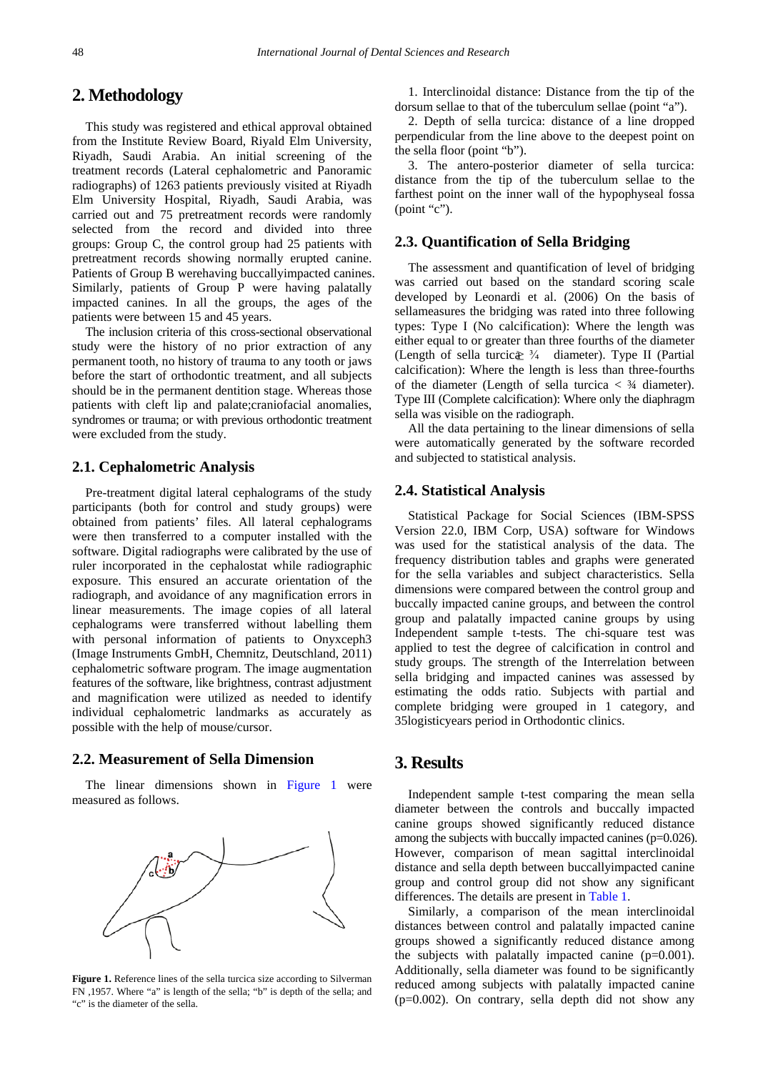## 2. Methodology

This study was registered and ethical approval obtained from the Institute Review Board, Riyald Elm University, Riyadh, Saudi Arabia. An initial screening of the treatment records (Lateral cephalometric and Panoramic radiographs) of 1263 patients previously visited at Riyadh Elm University Hospital, Riyadh, Saudi Arabia, was carried out and 75 pretreatment records were randomly selected from the record and divided into three groups: Group C, the control group had 25 patients with pretreatment records showing normally erupted canine. Patients of Group B werehaving buccallyimpacted canines. Similarly, patients of Group P were having palatally impacted canines. In all the groups, the ages of the patients were between 15 and 45 years.

The inclusion criteria of this cross-sectional observational study were the history of no prior extraction of any permanent tooth, no history of trauma to any tooth or jaws before the start of orthodontic treatment, and all subjects should be in the permanent dentition stage. Whereas those patients with cleft lip and palate;craniofacial anomalies, syndromes or trauma; or with previous orthodontic treatment were excluded from the study.

### 2.1. Cephalometric Analysis

Pre-treatment digital lateral cephalograms of the study participants (both for control and study groups) were obtained from patients' files. All lateral cephalograms were then transferred to a computer installed with the software. Digital radiographs were calibrated by the use of ruler incorporated in the cephalostat while radiographic exposure. This ensured an accurate orientation of the radiograph, and avoidance of any magnification errors in linear measurements. The image copies of all lateral cephalograms were transferred without labelling them with personal information of patients to Onyxceph3 (Image Instruments GmbH, Chemnitz, Deutschland, 2011) cephalometric software program. The image augmentation features of the software, like brightness, contrast adjustment and magnification were utilized as needed to identify individual cephalometric landmarks as accurately as possible with the help of mouse/cursor.

### 2.2. Measurement of Sella Dimension

The linear dimensions shown in Figure 1 were measured as follows.

**Figure 1.** Reference lines of the sella turcica size according to Silverman FN ,1957. Where "a" is length of the sella; "b" is depth of the sella; and "c" is the diameter of the sella.

1. Interclinoidal distance: Distance from the tip of the dorsum sellae to that of the tuberculum sellae (point "a").
2. Depth of sella turcica: distance of a line dropped perpendicular from the line above to the deepest point on the sella floor (point "b").
3. The antero-posterior diameter of sella turcica: distance from the tip of the tuberculum sellae to the farthest point on the inner wall of the hypophyseal fossa (point "c").

### 2.3. Quantification of Sella Bridging

The assessment and quantification of level of bridging was carried out based on the standard scoring scale developed by Leonardi et al. (2006) On the basis of sellameasures the bridging was rated into three following types: Type I (No calcification): Where the length was either equal to or greater than three fourths of the diameter (Length of sella turcica ≥ ¾ diameter). Type II (Partial calcification): Where the length is less than three-fourths of the diameter (Length of sella turcica < ¾ diameter). Type III (Complete calcification): Where only the diaphragm sella was visible on the radiograph.

All the data pertaining to the linear dimensions of sella were automatically generated by the software recorded and subjected to statistical analysis.

### 2.4. Statistical Analysis

Statistical Package for Social Sciences (IBM-SPSS Version 22.0, IBM Corp, USA) software for Windows was used for the statistical analysis of the data. The frequency distribution tables and graphs were generated for the sella variables and subject characteristics. Sella dimensions were compared between the control group and buccally impacted canine groups, and between the control group and palatally impacted canine groups by using Independent sample t-tests. The chi-square test was applied to test the degree of calcification in control and study groups. The strength of the Interrelation between sella bridging and impacted canines was assessed by estimating the odds ratio. Subjects with partial and complete bridging were grouped in 1 category, and 35logisticyears period in Orthodontic clinics.

## 3. Results

Independent sample t-test comparing the mean sella diameter between the controls and buccally impacted canine groups showed significantly reduced distance among the subjects with buccally impacted canines (p=0.026). However, comparison of mean sagittal interclinoidal distance and sella depth between buccallyimpacted canine group and control group did not show any significant differences. The details are present in Table 1.

Similarly, a comparison of the mean interclinoidal distances between control and palatally impacted canine groups showed a significantly reduced distance among the subjects with palatally impacted canine (p=0.001). Additionally, sella diameter was found to be significantly reduced among subjects with palatally impacted canine (p=0.002). On contrary, sella depth did not show any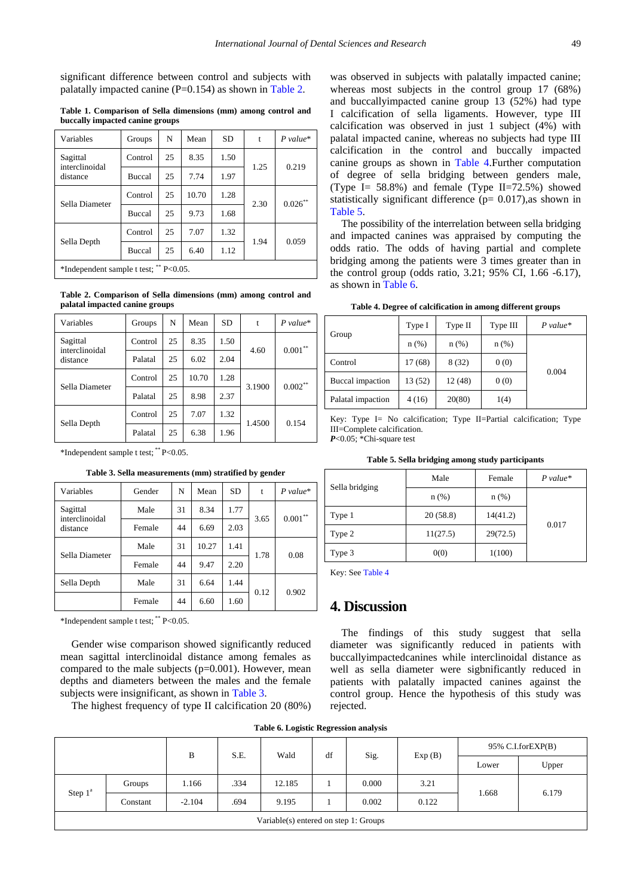significant difference between control and subjects with palatally impacted canine (P=0.154) as shown in Table 2.

**Table 1. Comparison of Sella dimensions (mm) among control and buccally impacted canine groups**

| Variables | Groups | N | Mean | SD | t | *P value** |
|---|---|---|---|---|---|---|
| Sagittal interclinoidal distance | Control | 25 | 8.35 | 1.50 | 1.25 | 0.219 |
| | Buccal | 25 | 7.74 | 1.97 | | |
| Sella Diameter | Control | 25 | 10.70 | 1.28 | 2.30 | 0.026** |
| | Buccal | 25 | 9.73 | 1.68 | | |
| Sella Depth | Control | 25 | 7.07 | 1.32 | 1.94 | 0.059 |
| | Buccal | 25 | 6.40 | 1.12 | | |

*Independent sample t test; ** P<0.05.

**Table 2. Comparison of Sella dimensions (mm) among control and palatal impacted canine groups**

| Variables | Groups | N | Mean | SD | t | *P value** |
|---|---|---|---|---|---|---|
| Sagittal interclinoidal distance | Control | 25 | 8.35 | 1.50 | 4.60 | 0.001** |
| | Palatal | 25 | 6.02 | 2.04 | | |
| Sella Diameter | Control | 25 | 10.70 | 1.28 | 3.1900 | 0.002** |
| | Palatal | 25 | 8.98 | 2.37 | | |
| Sella Depth | Control | 25 | 7.07 | 1.32 | 1.4500 | 0.154 |
| | Palatal | 25 | 6.38 | 1.96 | | |

*Independent sample t test; ** P<0.05.

**Table 3. Sella measurements (mm) stratified by gender**

| Variables | Gender | N | Mean | SD | t | *P value** |
|---|---|---|---|---|---|---|
| Sagittal interclinoidal distance | Male | 31 | 8.34 | 1.77 | 3.65 | 0.001** |
| | Female | 44 | 6.69 | 2.03 | | |
| Sella Diameter | Male | 31 | 10.27 | 1.41 | 1.78 | 0.08 |
| | Female | 44 | 9.47 | 2.20 | | |
| Sella Depth | Male | 31 | 6.64 | 1.44 | 0.12 | 0.902 |
| | Female | 44 | 6.60 | 1.60 | | |

*Independent sample t test; ** P<0.05.

Gender wise comparison showed significantly reduced mean sagittal interclinoidal distance among females as compared to the male subjects (p=0.001). However, mean depths and diameters between the males and the female subjects were insignificant, as shown in Table 3.

The highest frequency of type II calcification 20 (80%) was observed in subjects with palatally impacted canine; whereas most subjects in the control group 17 (68%) and buccallyimpacted canine group 13 (52%) had type I calcification of sella ligaments. However, type III calcification was observed in just 1 subject (4%) with palatal impacted canine, whereas no subjects had type III calcification in the control and buccally impacted canine groups as shown in Table 4.Further computation of degree of sella bridging between genders male, (Type I= 58.8%) and female (Type II=72.5%) showed statistically significant difference (p= 0.017),as shown in Table 5.

The possibility of the interrelation between sella bridging and impacted canines was appraised by computing the odds ratio. The odds of having partial and complete bridging among the patients were 3 times greater than in the control group (odds ratio, 3.21; 95% CI, 1.66 -6.17), as shown in Table 6.

**Table 4. Degree of calcification in among different groups**

| Group | Type I | Type II | Type III | *P value** |
|---|---|---|---|---|
| | n (%) | n (%) | n (%) | |
| Control | 17 (68) | 8 (32) | 0 (0) | 0.004 |
| Buccal impaction | 13 (52) | 12 (48) | 0 (0) | |
| Palatal impaction | 4 (16) | 20(80) | 1(4) | |

Key: Type I= No calcification; Type II=Partial calcification; Type III=Complete calcification.
***P***<0.05; *Chi-square test

**Table 5. Sella bridging among study participants**

| Sella bridging | Male | Female | *P value** |
|---|---|---|---|
| | n (%) | n (%) | |
| Type 1 | 20 (58.8) | 14(41.2) | 0.017 |
| Type 2 | 11(27.5) | 29(72.5) | |
| Type 3 | 0(0) | 1(100) | |

Key: See Table 4

## 4. Discussion

The findings of this study suggest that sella diameter was significantly reduced in patients with buccallyimpactedcanines while interclinoidal distance as well as sella diameter were sigbnificantly reduced in patients with palatally impacted canines against the control group. Hence the hypothesis of this study was rejected.

**Table 6. Logistic Regression analysis**

| | | B | S.E. | Wald | df | Sig. | Exp (B) | 95% C.I.forEXP(B) | |
|---|---|---|---|---|---|---|---|---|---|
| | | | | | | | | Lower | Upper |
| Step 1[a] | Groups | 1.166 | .334 | 12.185 | 1 | 0.000 | 3.21 | 1.668 | 6.179 |
| | Constant | -2.104 | .694 | 9.195 | 1 | 0.002 | 0.122 | | |
| Variable(s) entered on step 1: Groups | | | | | | | | | |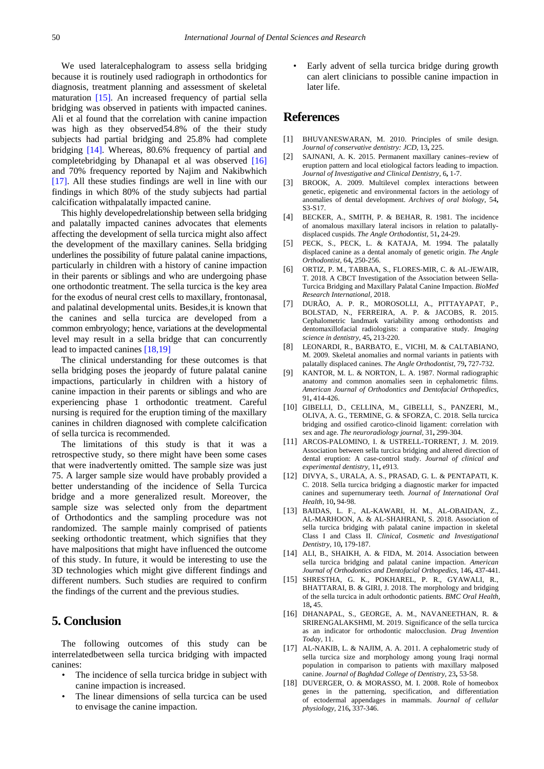We used lateralcephalogram to assess sella bridging because it is routinely used radiograph in orthodontics for diagnosis, treatment planning and assessment of skeletal maturation [15]. An increased frequency of partial sella bridging was observed in patients with impacted canines. Ali et al found that the correlation with canine impaction was high as they observed54.8% of the their study subjects had partial bridging and 25.8% had complete bridging [14]. Whereas, 80.6% frequency of partial and completebridging by Dhanapal et al was observed [16] and 70% frequency reported by Najim and Nakibwhich [17]. All these studies findings are well in line with our findings in which 80% of the study subjects had partial calcification withpalatally impacted canine.

This highly developedrelationship between sella bridging and palatally impacted canines advocates that elements affecting the development of sella turcica might also affect the development of the maxillary canines. Sella bridging underlines the possibility of future palatal canine impactions, particularly in children with a history of canine impaction in their parents or siblings and who are undergoing phase one orthodontic treatment. The sella turcica is the key area for the exodus of neural crest cells to maxillary, frontonasal, and palatinal developmental units. Besides,it is known that the canines and sella turcica are developed from a common embryology; hence, variations at the developmental level may result in a sella bridge that can concurrently lead to impacted canines [18,19]

The clinical understanding for these outcomes is that sella bridging poses the jeopardy of future palatal canine impactions, particularly in children with a history of canine impaction in their parents or siblings and who are experiencing phase 1 orthodontic treatment. Careful nursing is required for the eruption timing of the maxillary canines in children diagnosed with complete calcification of sella turcica is recommended.

The limitations of this study is that it was a retrospective study, so there might have been some cases that were inadvertently omitted. The sample size was just 75. A larger sample size would have probably provided a better understanding of the incidence of Sella Turcica bridge and a more generalized result. Moreover, the sample size was selected only from the department of Orthodontics and the sampling procedure was not randomized. The sample mainly comprised of patients seeking orthodontic treatment, which signifies that they have malpositions that might have influenced the outcome of this study. In future, it would be interesting to use the 3D technologies which might give different findings and different numbers. Such studies are required to confirm the findings of the current and the previous studies.

## 5. Conclusion

The following outcomes of this study can be interrelatedbetween sella turcica bridging with impacted canines:

- The incidence of sella turcica bridge in subject with canine impaction is increased.
- The linear dimensions of sella turcica can be used to envisage the canine impaction.
- Early advent of sella turcica bridge during growth can alert clinicians to possible canine impaction in later life.

## References

[1] BHUVANESWARAN, M. 2010. Principles of smile design. *Journal of conservative dentistry: JCD,* 13**,** 225.

[2] SAJNANI, A. K. 2015. Permanent maxillary canines–review of eruption pattern and local etiological factors leading to impaction. *Journal of Investigative and Clinical Dentistry,* 6**,** 1-7.

[3] BROOK, A. 2009. Multilevel complex interactions between genetic, epigenetic and environmental factors in the aetiology of anomalies of dental development. *Archives of oral biology,* 54**,** S3-S17.

[4] BECKER, A., SMITH, P. & BEHAR, R. 1981. The incidence of anomalous maxillary lateral incisors in relation to palatally-displaced cuspids. *The Angle Orthodontist,* 51**,** 24-29.

[5] PECK, S., PECK, L. & KATAJA, M. 1994. The palatally displaced canine as a dental anomaly of genetic origin. *The Angle Orthodontist,* 64**,** 250-256.

[6] ORTIZ, P. M., TABBAA, S., FLORES-MIR, C. & AL-JEWAIR, T. 2018. A CBCT Investigation of the Association between Sella-Turcica Bridging and Maxillary Palatal Canine Impaction. *BioMed Research International,* 2018.

[7] DURÃO, A. P. R., MOROSOLLI, A., PITTAYAPAT, P., BOLSTAD, N., FERREIRA, A. P. & JACOBS, R. 2015. Cephalometric landmark variability among orthodontists and dentomaxillofacial radiologists: a comparative study. *Imaging science in dentistry,* 45**,** 213-220.

[8] LEONARDI, R., BARBATO, E., VICHI, M. & CALTABIANO, M. 2009. Skeletal anomalies and normal variants in patients with palatally displaced canines. *The Angle Orthodontist,* 79**,** 727-732.

[9] KANTOR, M. L. & NORTON, L. A. 1987. Normal radiographic anatomy and common anomalies seen in cephalometric films. *American Journal of Orthodontics and Dentofacial Orthopedics,* 91**,** 414-426.

[10] GIBELLI, D., CELLINA, M., GIBELLI, S., PANZERI, M., OLIVA, A. G., TERMINE, G. & SFORZA, C. 2018. Sella turcica bridging and ossified carotico-clinoid ligament: correlation with sex and age. *The neuroradiology journal,* 31**,** 299-304.

[11] ARCOS-PALOMINO, I. & USTRELL-TORRENT, J. M. 2019. Association between sella turcica bridging and altered direction of dental eruption: A case-control study. *Journal of clinical and experimental dentistry,* 11**,** e913.

[12] DIVYA, S., URALA, A. S., PRASAD, G. L. & PENTAPATI, K. C. 2018. Sella turcica bridging a diagnostic marker for impacted canines and supernumerary teeth. *Journal of International Oral Health,* 10**,** 94-98.

[13] BAIDAS, L. F., AL-KAWARI, H. M., AL-OBAIDAN, Z., AL-MARHOON, A. & AL-SHAHRANI, S. 2018. Association of sella turcica bridging with palatal canine impaction in skeletal Class I and Class II. *Clinical, Cosmetic and Investigational Dentistry,* 10**,** 179-187.

[14] ALI, B., SHAIKH, A. & FIDA, M. 2014. Association between sella turcica bridging and palatal canine impaction. *American Journal of Orthodontics and Dentofacial Orthopedics,* 146**,** 437-441.

[15] SHRESTHA, G. K., POKHAREL, P. R., GYAWALI, R., BHATTARAI, B. & GIRI, J. 2018. The morphology and bridging of the sella turcica in adult orthodontic patients. *BMC Oral Health,* 18**,** 45.

[16] DHANAPAL, S., GEORGE, A. M., NAVANEETHAN, R. & SRIRENGALAKSHMI, M. 2019. Significance of the sella turcica as an indicator for orthodontic malocclusion. *Drug Invention Today,* 11.

[17] AL-NAKIB, L. & NAJIM, A. A. 2011. A cephalometric study of sella turcica size and morphology among young Iraqi normal population in comparison to patients with maxillary malposed canine. *Journal of Baghdad College of Dentistry,* 23**,** 53-58.

[18] DUVERGER, O. & MORASSO, M. I. 2008. Role of homeobox genes in the patterning, specification, and differentiation of ectodermal appendages in mammals. *Journal of cellular physiology,* 216**,** 337-346.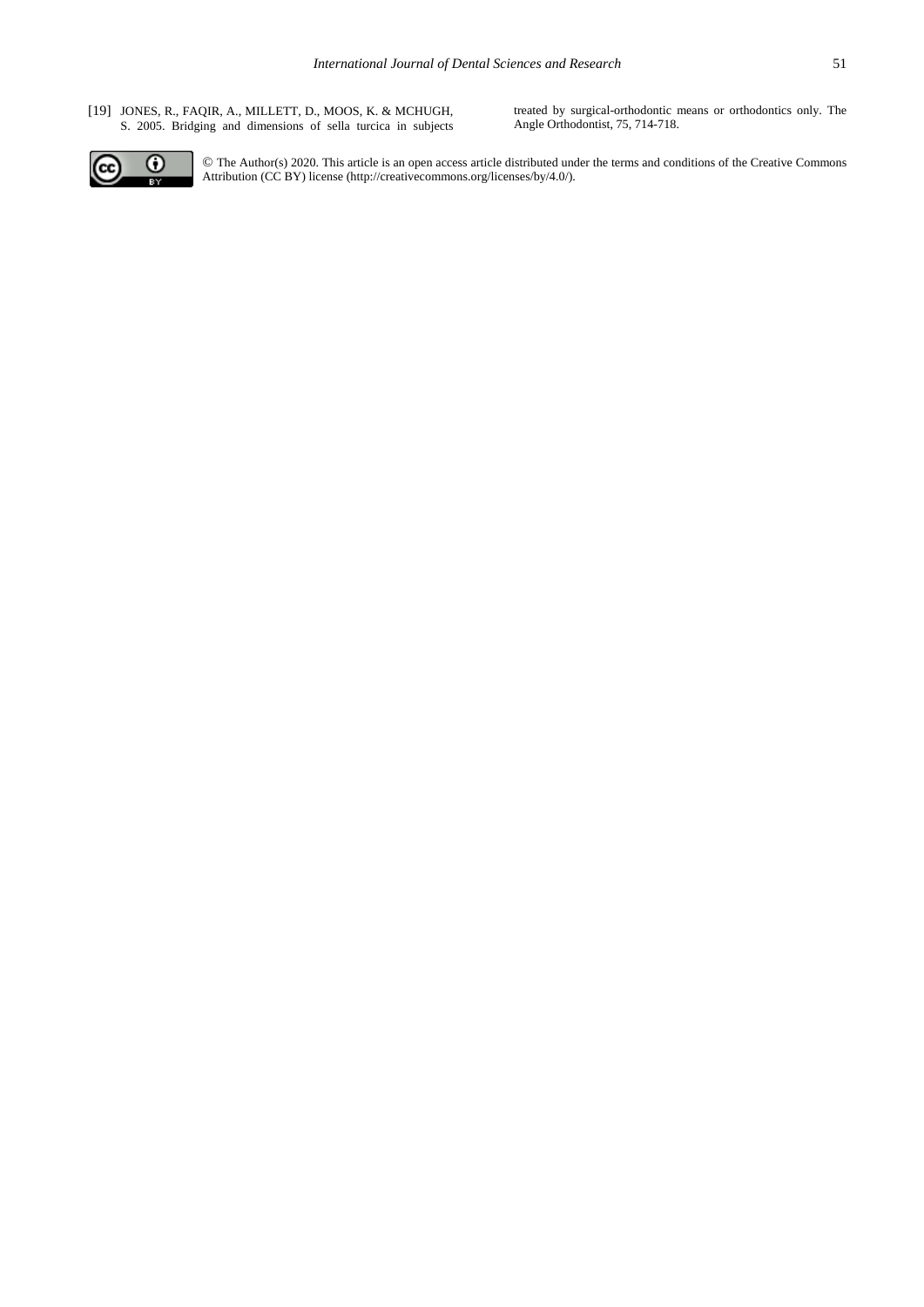[19] JONES, R., FAQIR, A., MILLETT, D., MOOS, K. & MCHUGH, S. 2005. Bridging and dimensions of sella turcica in subjects treated by surgical-orthodontic means or orthodontics only. The Angle Orthodontist, 75, 714-718.

© The Author(s) 2020. This article is an open access article distributed under the terms and conditions of the Creative Commons Attribution (CC BY) license (http://creativecommons.org/licenses/by/4.0/).